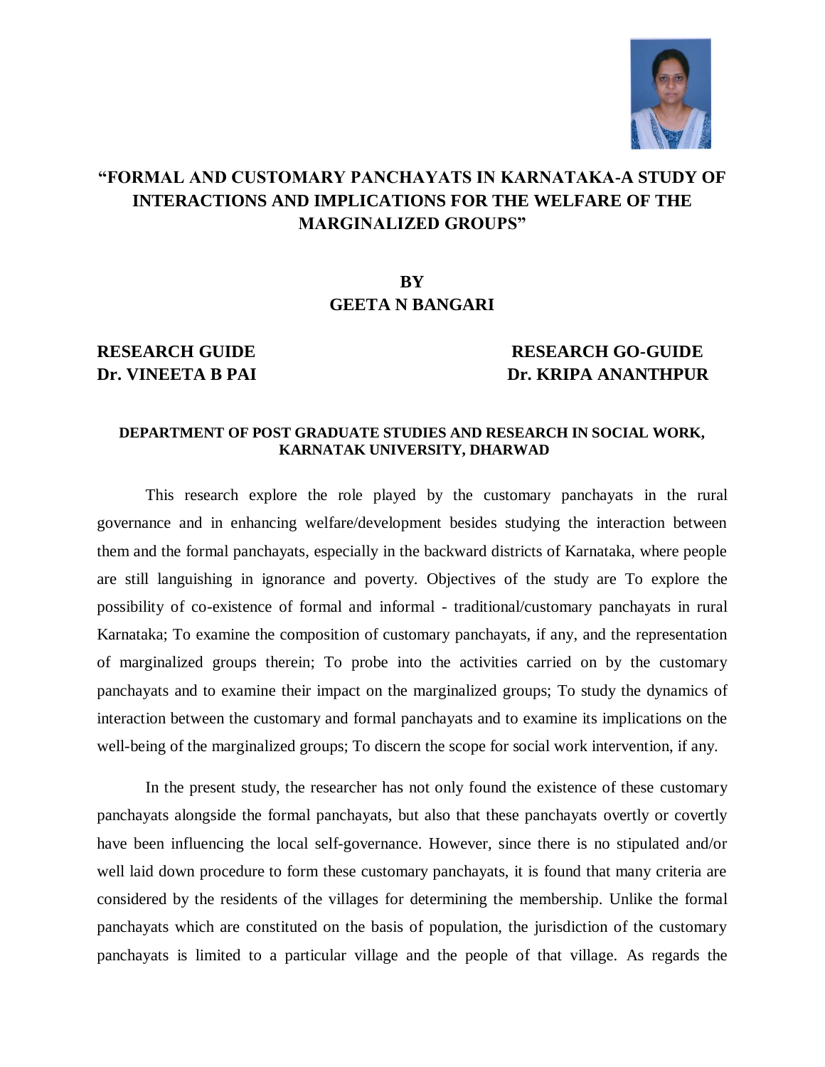# "FORMAL AND CUSTOMARY PANCHAYATS IN KARNATAKA-A STUDY OF INTERACTIONS AND IMPLICATIONS FOR THE WELFARE OF THE MARGINALIZED GROUPS"

**BY**
**GEETA N BANGARI**

**RESEARCH GUIDE**
**Dr. VINEETA B PAI**

**RESEARCH GO-GUIDE**
**Dr. KRIPA ANANTHPUR**

**DEPARTMENT OF POST GRADUATE STUDIES AND RESEARCH IN SOCIAL WORK, KARNATAK UNIVERSITY, DHARWAD**

This research explore the role played by the customary panchayats in the rural governance and in enhancing welfare/development besides studying the interaction between them and the formal panchayats, especially in the backward districts of Karnataka, where people are still languishing in ignorance and poverty. Objectives of the study are To explore the possibility of co-existence of formal and informal - traditional/customary panchayats in rural Karnataka; To examine the composition of customary panchayats, if any, and the representation of marginalized groups therein; To probe into the activities carried on by the customary panchayats and to examine their impact on the marginalized groups; To study the dynamics of interaction between the customary and formal panchayats and to examine its implications on the well-being of the marginalized groups; To discern the scope for social work intervention, if any.

In the present study, the researcher has not only found the existence of these customary panchayats alongside the formal panchayats, but also that these panchayats overtly or covertly have been influencing the local self-governance. However, since there is no stipulated and/or well laid down procedure to form these customary panchayats, it is found that many criteria are considered by the residents of the villages for determining the membership. Unlike the formal panchayats which are constituted on the basis of population, the jurisdiction of the customary panchayats is limited to a particular village and the people of that village. As regards the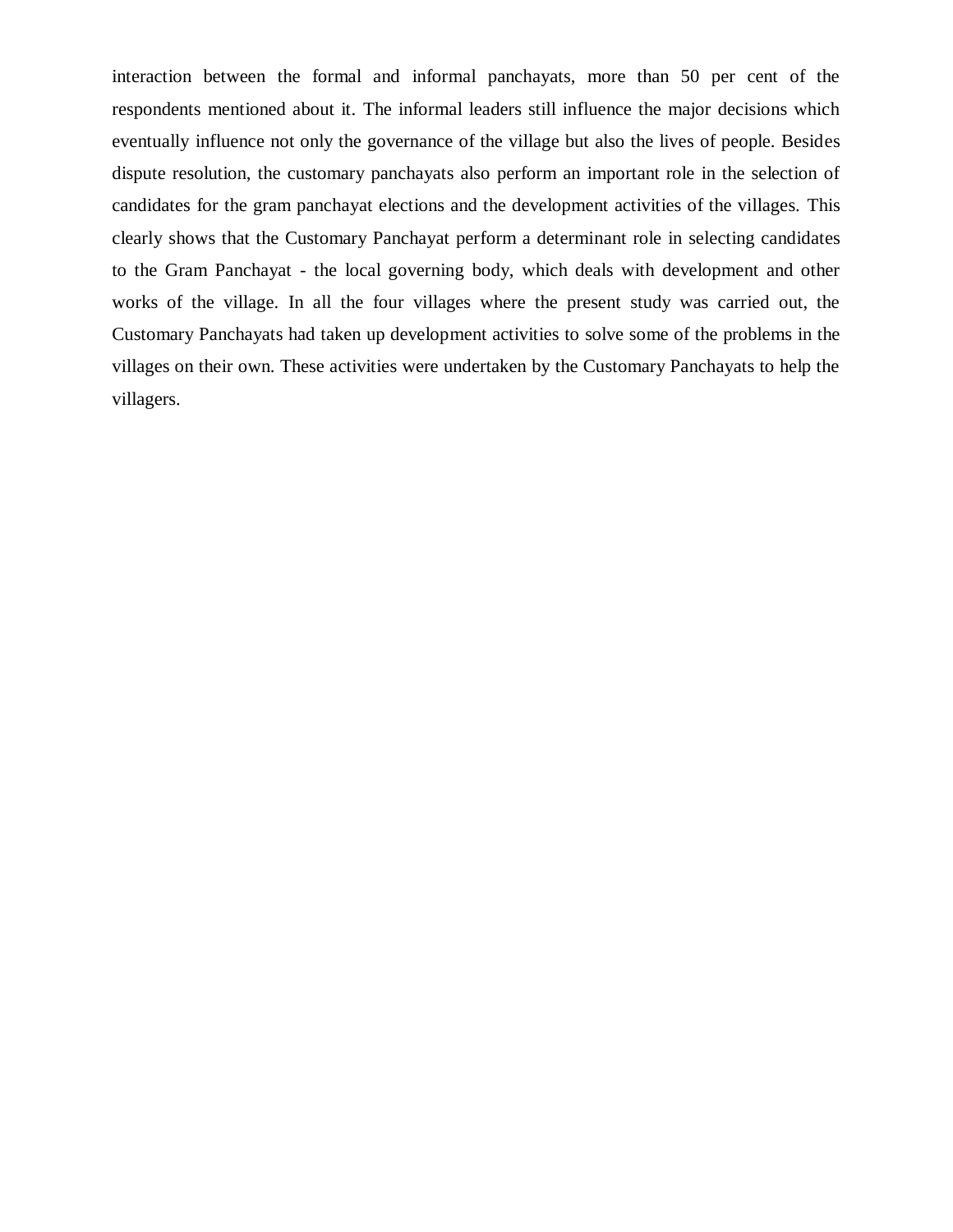interaction between the formal and informal panchayats, more than 50 per cent of the respondents mentioned about it. The informal leaders still influence the major decisions which eventually influence not only the governance of the village but also the lives of people. Besides dispute resolution, the customary panchayats also perform an important role in the selection of candidates for the gram panchayat elections and the development activities of the villages. This clearly shows that the Customary Panchayat perform a determinant role in selecting candidates to the Gram Panchayat - the local governing body, which deals with development and other works of the village. In all the four villages where the present study was carried out, the Customary Panchayats had taken up development activities to solve some of the problems in the villages on their own. These activities were undertaken by the Customary Panchayats to help the villagers.